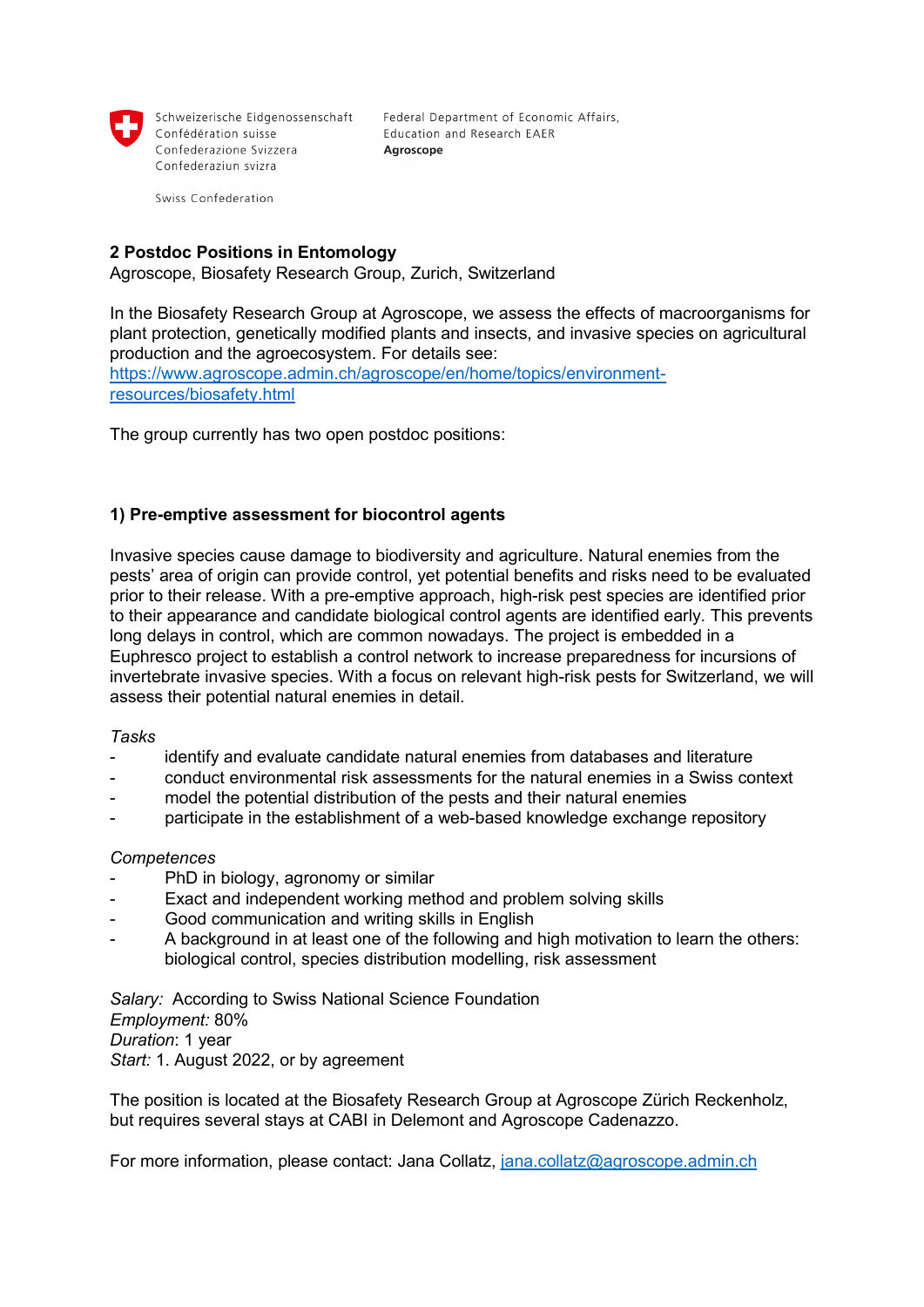Schweizerische Eidgenossenschaft
Confédération suisse
Confederazione Svizzera
Confederaziun svizra

Swiss Confederation

Federal Department of Economic Affairs,
Education and Research EAER
**Agroscope**

**2 Postdoc Positions in Entomology**
Agroscope, Biosafety Research Group, Zurich, Switzerland

In the Biosafety Research Group at Agroscope, we assess the effects of macroorganisms for plant protection, genetically modified plants and insects, and invasive species on agricultural production and the agroecosystem. For details see:
[https://www.agroscope.admin.ch/agroscope/en/home/topics/environment-resources/biosafety.html](https://www.agroscope.admin.ch/agroscope/en/home/topics/environment-resources/biosafety.html)

The group currently has two open postdoc positions:

**1) Pre-emptive assessment for biocontrol agents**

Invasive species cause damage to biodiversity and agriculture. Natural enemies from the pests' area of origin can provide control, yet potential benefits and risks need to be evaluated prior to their release. With a pre-emptive approach, high-risk pest species are identified prior to their appearance and candidate biological control agents are identified early. This prevents long delays in control, which are common nowadays. The project is embedded in a Euphresco project to establish a control network to increase preparedness for incursions of invertebrate invasive species. With a focus on relevant high-risk pests for Switzerland, we will assess their potential natural enemies in detail.

*Tasks*

- identify and evaluate candidate natural enemies from databases and literature
- conduct environmental risk assessments for the natural enemies in a Swiss context
- model the potential distribution of the pests and their natural enemies
- participate in the establishment of a web-based knowledge exchange repository

*Competences*

- PhD in biology, agronomy or similar
- Exact and independent working method and problem solving skills
- Good communication and writing skills in English
- A background in at least one of the following and high motivation to learn the others: biological control, species distribution modelling, risk assessment

*Salary:* According to Swiss National Science Foundation
*Employment:* 80%
*Duration*: 1 year
*Start:* 1. August 2022, or by agreement

The position is located at the Biosafety Research Group at Agroscope Zürich Reckenholz, but requires several stays at CABI in Delemont and Agroscope Cadenazzo.

For more information, please contact: Jana Collatz, [jana.collatz@agroscope.admin.ch](mailto:jana.collatz@agroscope.admin.ch)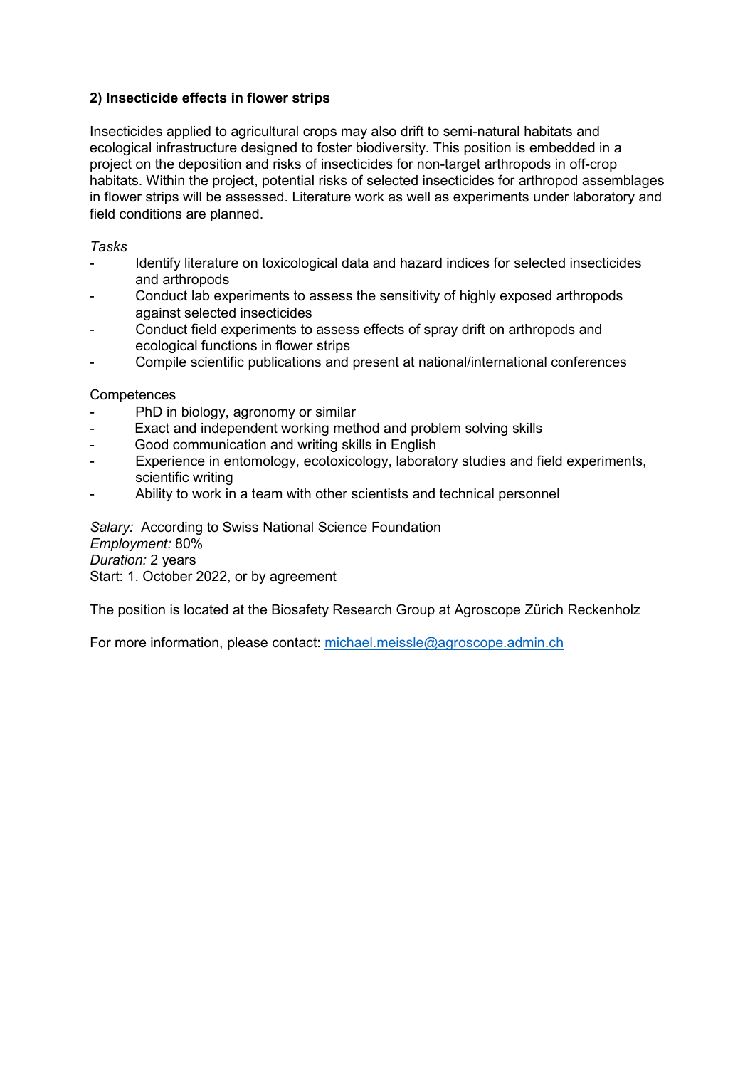**2) Insecticide effects in flower strips**

Insecticides applied to agricultural crops may also drift to semi-natural habitats and ecological infrastructure designed to foster biodiversity. This position is embedded in a project on the deposition and risks of insecticides for non-target arthropods in off-crop habitats. Within the project, potential risks of selected insecticides for arthropod assemblages in flower strips will be assessed. Literature work as well as experiments under laboratory and field conditions are planned.

*Tasks*

- Identify literature on toxicological data and hazard indices for selected insecticides and arthropods
- Conduct lab experiments to assess the sensitivity of highly exposed arthropods against selected insecticides
- Conduct field experiments to assess effects of spray drift on arthropods and ecological functions in flower strips
- Compile scientific publications and present at national/international conferences

Competences

- PhD in biology, agronomy or similar
- Exact and independent working method and problem solving skills
- Good communication and writing skills in English
- Experience in entomology, ecotoxicology, laboratory studies and field experiments, scientific writing
- Ability to work in a team with other scientists and technical personnel

*Salary:* According to Swiss National Science Foundation
*Employment:* 80%
*Duration:* 2 years
Start: 1. October 2022, or by agreement

The position is located at the Biosafety Research Group at Agroscope Zürich Reckenholz

For more information, please contact: michael.meissle@agroscope.admin.ch